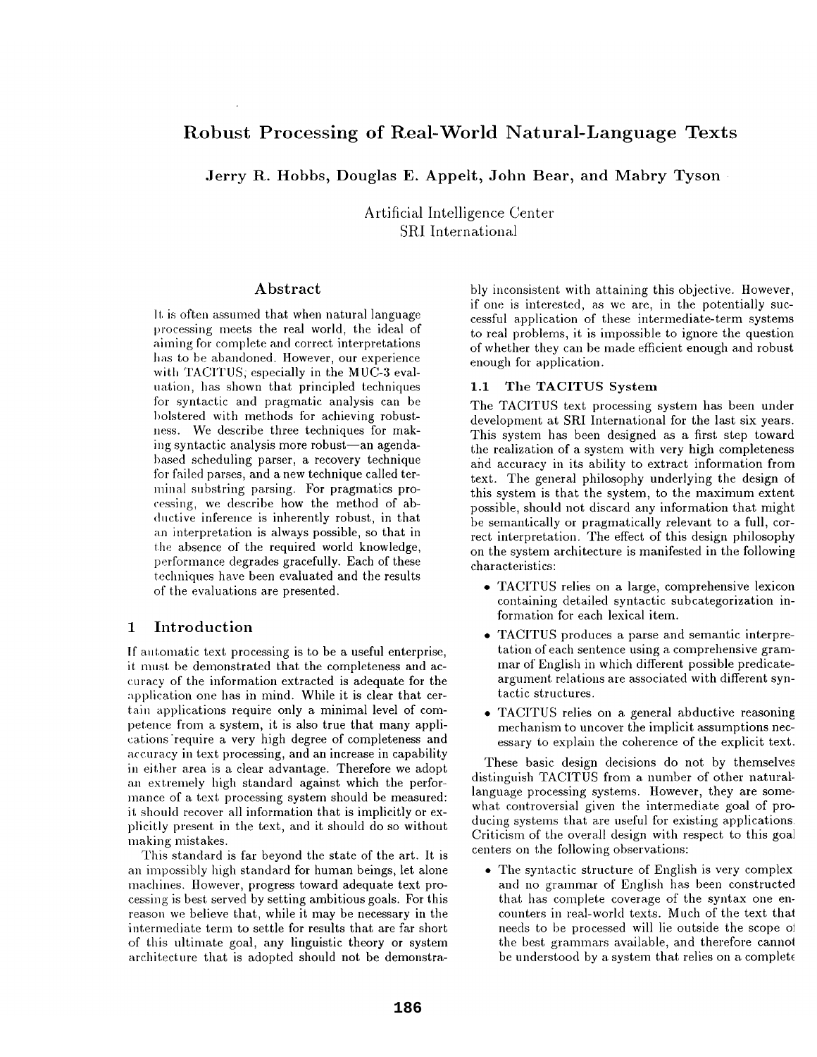# Robust Processing of Real-World Natural-Language Texts

**Jerry R. Hobbs, Douglas E. Appelt, John Bear, and Mabry Tyson**

Artificial Intelligence Center
SRI International

## Abstract

It is often assumed that when natural language processing meets the real world, the ideal of aiming for complete and correct interpretations has to be abandoned. However, our experience with TACITUS, especially in the MUC-3 evaluation, has shown that principled techniques for syntactic and pragmatic analysis can be bolstered with methods for achieving robustness. We describe three techniques for making syntactic analysis more robust—an agenda-based scheduling parser, a recovery technique for failed parses, and a new technique called terminal substring parsing. For pragmatics processing, we describe how the method of abductive inference is inherently robust, in that an interpretation is always possible, so that in the absence of the required world knowledge, performance degrades gracefully. Each of these techniques have been evaluated and the results of the evaluations are presented.

## 1 Introduction

If automatic text processing is to be a useful enterprise, it must be demonstrated that the completeness and accuracy of the information extracted is adequate for the application one has in mind. While it is clear that certain applications require only a minimal level of competence from a system, it is also true that many applications require a very high degree of completeness and accuracy in text processing, and an increase in capability in either area is a clear advantage. Therefore we adopt an extremely high standard against which the performance of a text processing system should be measured: it should recover all information that is implicitly or explicitly present in the text, and it should do so without making mistakes.

This standard is far beyond the state of the art. It is an impossibly high standard for human beings, let alone machines. However, progress toward adequate text processing is best served by setting ambitious goals. For this reason we believe that, while it may be necessary in the intermediate term to settle for results that are far short of this ultimate goal, any linguistic theory or system architecture that is adopted should not be demonstrably inconsistent with attaining this objective. However, if one is interested, as we are, in the potentially successful application of these intermediate-term systems to real problems, it is impossible to ignore the question of whether they can be made efficient enough and robust enough for application.

### 1.1 The TACITUS System

The TACITUS text processing system has been under development at SRI International for the last six years. This system has been designed as a first step toward the realization of a system with very high completeness and accuracy in its ability to extract information from text. The general philosophy underlying the design of this system is that the system, to the maximum extent possible, should not discard any information that might be semantically or pragmatically relevant to a full, correct interpretation. The effect of this design philosophy on the system architecture is manifested in the following characteristics:

- TACITUS relies on a large, comprehensive lexicon containing detailed syntactic subcategorization information for each lexical item.
- TACITUS produces a parse and semantic interpretation of each sentence using a comprehensive grammar of English in which different possible predicate-argument relations are associated with different syntactic structures.
- TACITUS relies on a general abductive reasoning mechanism to uncover the implicit assumptions necessary to explain the coherence of the explicit text.

These basic design decisions do not by themselves distinguish TACITUS from a number of other natural-language processing systems. However, they are somewhat controversial given the intermediate goal of producing systems that are useful for existing applications. Criticism of the overall design with respect to this goal centers on the following observations:

- The syntactic structure of English is very complex and no grammar of English has been constructed that has complete coverage of the syntax one encounters in real-world texts. Much of the text that needs to be processed will lie outside the scope of the best grammars available, and therefore cannot be understood by a system that relies on a complete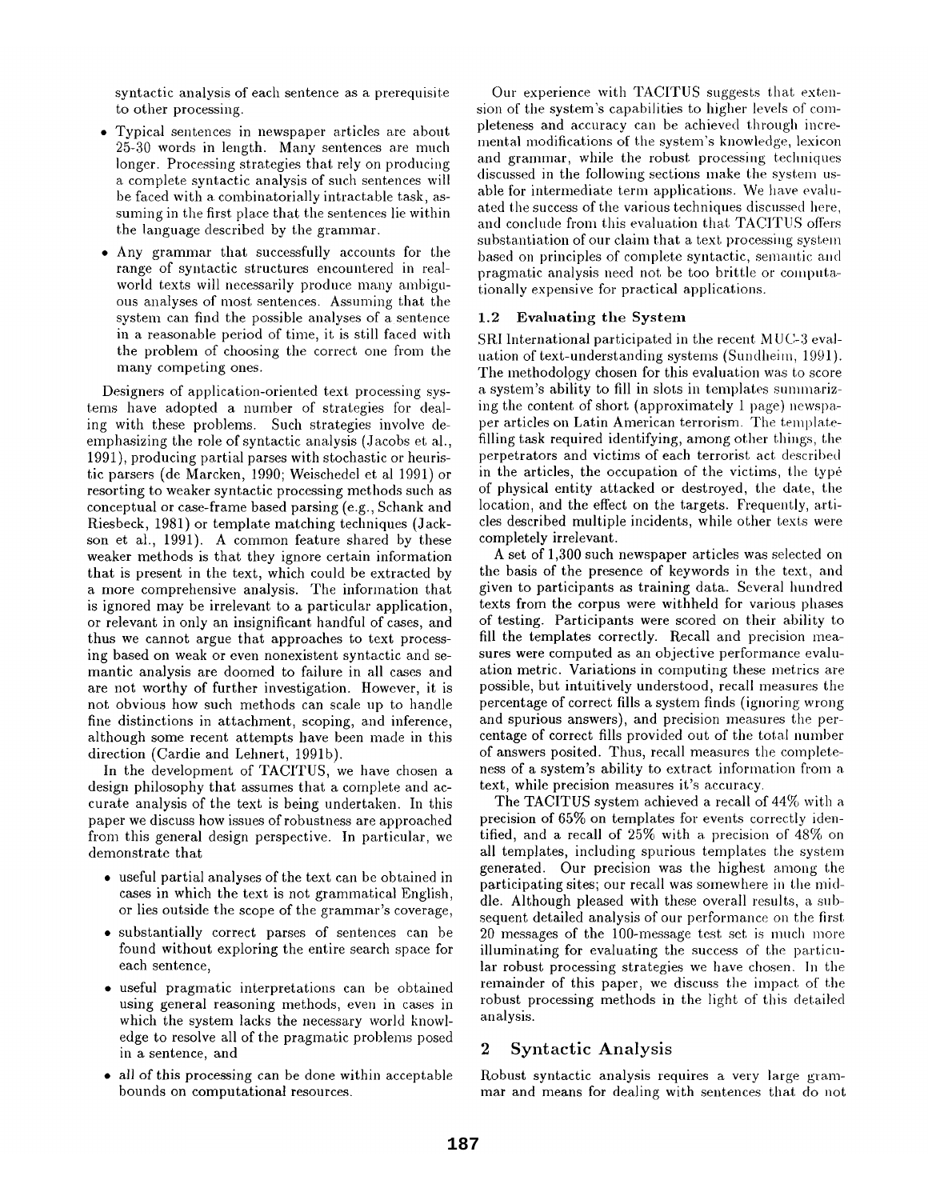syntactic analysis of each sentence as a prerequisite to other processing.

- Typical sentences in newspaper articles are about 25-30 words in length. Many sentences are much longer. Processing strategies that rely on producing a complete syntactic analysis of such sentences will be faced with a combinatorially intractable task, assuming in the first place that the sentences lie within the language described by the grammar.
- Any grammar that successfully accounts for the range of syntactic structures encountered in real-world texts will necessarily produce many ambiguous analyses of most sentences. Assuming that the system can find the possible analyses of a sentence in a reasonable period of time, it is still faced with the problem of choosing the correct one from the many competing ones.

Designers of application-oriented text processing systems have adopted a number of strategies for dealing with these problems. Such strategies involve de-emphasizing the role of syntactic analysis (Jacobs et al., 1991), producing partial parses with stochastic or heuristic parsers (de Marcken, 1990; Weischedel et al 1991) or resorting to weaker syntactic processing methods such as conceptual or case-frame based parsing (e.g., Schank and Riesbeck, 1981) or template matching techniques (Jackson et al., 1991). A common feature shared by these weaker methods is that they ignore certain information that is present in the text, which could be extracted by a more comprehensive analysis. The information that is ignored may be irrelevant to a particular application, or relevant in only an insignificant handful of cases, and thus we cannot argue that approaches to text processing based on weak or even nonexistent syntactic and semantic analysis are doomed to failure in all cases and are not worthy of further investigation. However, it is not obvious how such methods can scale up to handle fine distinctions in attachment, scoping, and inference, although some recent attempts have been made in this direction (Cardie and Lehnert, 1991b).

In the development of TACITUS, we have chosen a design philosophy that assumes that a complete and accurate analysis of the text is being undertaken. In this paper we discuss how issues of robustness are approached from this general design perspective. In particular, we demonstrate that

- useful partial analyses of the text can be obtained in cases in which the text is not grammatical English, or lies outside the scope of the grammar's coverage,
- substantially correct parses of sentences can be found without exploring the entire search space for each sentence,
- useful pragmatic interpretations can be obtained using general reasoning methods, even in cases in which the system lacks the necessary world knowledge to resolve all of the pragmatic problems posed in a sentence, and
- all of this processing can be done within acceptable bounds on computational resources.

Our experience with TACITUS suggests that extension of the system's capabilities to higher levels of completeness and accuracy can be achieved through incremental modifications of the system's knowledge, lexicon and grammar, while the robust processing techniques discussed in the following sections make the system usable for intermediate term applications. We have evaluated the success of the various techniques discussed here, and conclude from this evaluation that TACITUS offers substantiation of our claim that a text processing system based on principles of complete syntactic, semantic and pragmatic analysis need not be too brittle or computationally expensive for practical applications.

### 1.2 Evaluating the System

SRI International participated in the recent MUC-3 evaluation of text-understanding systems (Sundheim, 1991). The methodology chosen for this evaluation was to score a system's ability to fill in slots in templates summarizing the content of short (approximately 1 page) newspaper articles on Latin American terrorism. The template-filling task required identifying, among other things, the perpetrators and victims of each terrorist act described in the articles, the occupation of the victims, the type of physical entity attacked or destroyed, the date, the location, and the effect on the targets. Frequently, articles described multiple incidents, while other texts were completely irrelevant.

A set of 1,300 such newspaper articles was selected on the basis of the presence of keywords in the text, and given to participants as training data. Several hundred texts from the corpus were withheld for various phases of testing. Participants were scored on their ability to fill the templates correctly. Recall and precision measures were computed as an objective performance evaluation metric. Variations in computing these metrics are possible, but intuitively understood, recall measures the percentage of correct fills a system finds (ignoring wrong and spurious answers), and precision measures the percentage of correct fills provided out of the total number of answers posited. Thus, recall measures the completeness of a system's ability to extract information from a text, while precision measures it's accuracy.

The TACITUS system achieved a recall of 44% with a precision of 65% on templates for events correctly identified, and a recall of 25% with a precision of 48% on all templates, including spurious templates the system generated. Our precision was the highest among the participating sites; our recall was somewhere in the middle. Although pleased with these overall results, a subsequent detailed analysis of our performance on the first 20 messages of the 100-message test set is much more illuminating for evaluating the success of the particular robust processing strategies we have chosen. In the remainder of this paper, we discuss the impact of the robust processing methods in the light of this detailed analysis.

## 2 Syntactic Analysis

Robust syntactic analysis requires a very large grammar and means for dealing with sentences that do not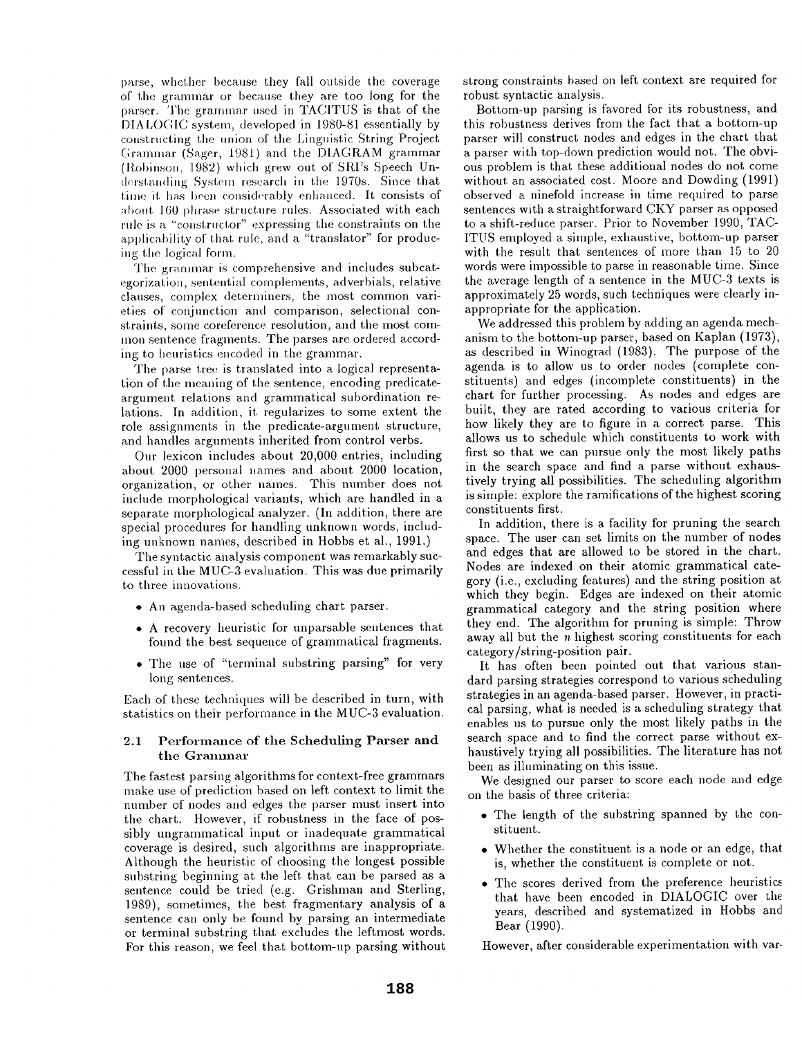parse, whether because they fall outside the coverage of the grammar or because they are too long for the parser. The grammar used in TACITUS is that of the DIALOGIC system, developed in 1980-81 essentially by constructing the union of the Linguistic String Project Grammar (Sager, 1981) and the DIAGRAM grammar (Robinson, 1982) which grew out of SRI's Speech Understanding System research in the 1970s. Since that time it has been considerably enhanced. It consists of about 160 phrase structure rules. Associated with each rule is a "constructor" expressing the constraints on the applicability of that rule, and a "translator" for producing the logical form.

The grammar is comprehensive and includes subcategorization, sentential complements, adverbials, relative clauses, complex determiners, the most common varieties of conjunction and comparison, selectional constraints, some coreference resolution, and the most common sentence fragments. The parses are ordered according to heuristics encoded in the grammar.

The parse tree is translated into a logical representation of the meaning of the sentence, encoding predicate-argument relations and grammatical subordination relations. In addition, it regularizes to some extent the role assignments in the predicate-argument structure, and handles arguments inherited from control verbs.

Our lexicon includes about 20,000 entries, including about 2000 personal names and about 2000 location, organization, or other names. This number does not include morphological variants, which are handled in a separate morphological analyzer. (In addition, there are special procedures for handling unknown words, including unknown names, described in Hobbs et al., 1991.)

The syntactic analysis component was remarkably successful in the MUC-3 evaluation. This was due primarily to three innovations.

- An agenda-based scheduling chart parser.
- A recovery heuristic for unparsable sentences that found the best sequence of grammatical fragments.
- The use of "terminal substring parsing" for very long sentences.

Each of these techniques will be described in turn, with statistics on their performance in the MUC-3 evaluation.

### 2.1 Performance of the Scheduling Parser and the Grammar

The fastest parsing algorithms for context-free grammars make use of prediction based on left context to limit the number of nodes and edges the parser must insert into the chart. However, if robustness in the face of possibly ungrammatical input or inadequate grammatical coverage is desired, such algorithms are inappropriate. Although the heuristic of choosing the longest possible substring beginning at the left that can be parsed as a sentence could be tried (e.g. Grishman and Sterling, 1989), sometimes, the best fragmentary analysis of a sentence can only be found by parsing an intermediate or terminal substring that excludes the leftmost words. For this reason, we feel that bottom-up parsing without strong constraints based on left context are required for robust syntactic analysis.

Bottom-up parsing is favored for its robustness, and this robustness derives from the fact that a bottom-up parser will construct nodes and edges in the chart that a parser with top-down prediction would not. The obvious problem is that these additional nodes do not come without an associated cost. Moore and Dowding (1991) observed a ninefold increase in time required to parse sentences with a straightforward CKY parser as opposed to a shift-reduce parser. Prior to November 1990, TACITUS employed a simple, exhaustive, bottom-up parser with the result that sentences of more than 15 to 20 words were impossible to parse in reasonable time. Since the average length of a sentence in the MUC-3 texts is approximately 25 words, such techniques were clearly inappropriate for the application.

We addressed this problem by adding an agenda mechanism to the bottom-up parser, based on Kaplan (1973), as described in Winograd (1983). The purpose of the agenda is to allow us to order nodes (complete constituents) and edges (incomplete constituents) in the chart for further processing. As nodes and edges are built, they are rated according to various criteria for how likely they are to figure in a correct parse. This allows us to schedule which constituents to work with first so that we can pursue only the most likely paths in the search space and find a parse without exhaustively trying all possibilities. The scheduling algorithm is simple: explore the ramifications of the highest scoring constituents first.

In addition, there is a facility for pruning the search space. The user can set limits on the number of nodes and edges that are allowed to be stored in the chart. Nodes are indexed on their atomic grammatical category (i.e., excluding features) and the string position at which they begin. Edges are indexed on their atomic grammatical category and the string position where they end. The algorithm for pruning is simple: Throw away all but the $n$ highest scoring constituents for each category/string-position pair.

It has often been pointed out that various standard parsing strategies correspond to various scheduling strategies in an agenda-based parser. However, in practical parsing, what is needed is a scheduling strategy that enables us to pursue only the most likely paths in the search space and to find the correct parse without exhaustively trying all possibilities. The literature has not been as illuminating on this issue.

We designed our parser to score each node and edge on the basis of three criteria:

- The length of the substring spanned by the constituent.
- Whether the constituent is a node or an edge, that is, whether the constituent is complete or not.
- The scores derived from the preference heuristics that have been encoded in DIALOGIC over the years, described and systematized in Hobbs and Bear (1990).

However, after considerable experimentation with var-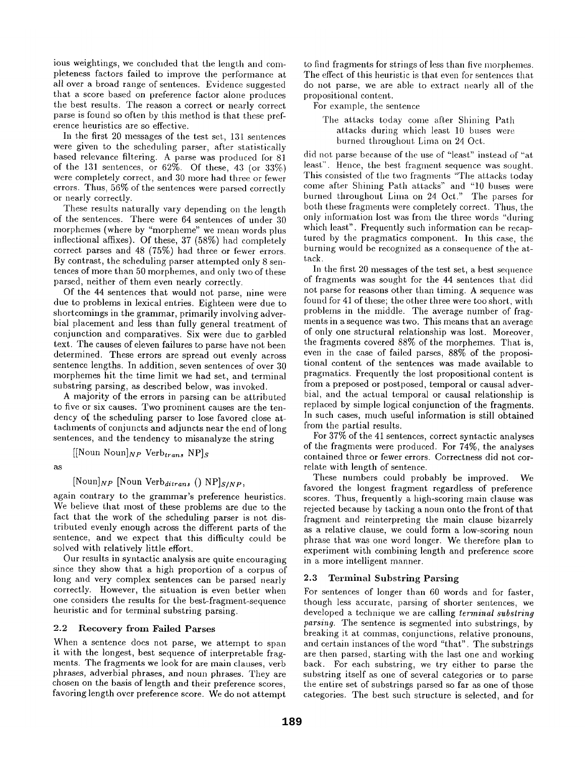ious weightings, we concluded that the length and completeness factors failed to improve the performance at all over a broad range of sentences. Evidence suggested that a score based on preference factor alone produces the best results. The reason a correct or nearly correct parse is found so often by this method is that these preference heuristics are so effective.

In the first 20 messages of the test set, 131 sentences were given to the scheduling parser, after statistically based relevance filtering. A parse was produced for 81 of the 131 sentences, or 62%. Of these, 43 (or 33%) were completely correct, and 30 more had three or fewer errors. Thus, 56% of the sentences were parsed correctly or nearly correctly.

These results naturally vary depending on the length of the sentences. There were 64 sentences of under 30 morphemes (where by "morpheme" we mean words plus inflectional affixes). Of these, 37 (58%) had completely correct parses and 48 (75%) had three or fewer errors. By contrast, the scheduling parser attempted only 8 sentences of more than 50 morphemes, and only two of these parsed, neither of them even nearly correctly.

Of the 44 sentences that would not parse, nine were due to problems in lexical entries. Eighteen were due to shortcomings in the grammar, primarily involving adverbial placement and less than fully general treatment of conjunction and comparatives. Six were due to garbled text. The causes of eleven failures to parse have not been determined. These errors are spread out evenly across sentence lengths. In addition, seven sentences of over 30 morphemes hit the time limit we had set, and terminal substring parsing, as described below, was invoked.

A majority of the errors in parsing can be attributed to five or six causes. Two prominent causes are the tendency of the scheduling parser to lose favored close attachments of conjuncts and adjuncts near the end of long sentences, and the tendency to misanalyze the string

$[[\text{Noun Noun}]_{NP}\ \text{Verb}_{trans}\ \text{NP}]_S$

as

$[\text{Noun}]_{NP}\ [\text{Noun Verb}_{ditrans}\ ()\ \text{NP}]_{S/NP}$,

again contrary to the grammar's preference heuristics. We believe that most of these problems are due to the fact that the work of the scheduling parser is not distributed evenly enough across the different parts of the sentence, and we expect that this difficulty could be solved with relatively little effort.

Our results in syntactic analysis are quite encouraging since they show that a high proportion of a corpus of long and very complex sentences can be parsed nearly correctly. However, the situation is even better when one considers the results for the best-fragment-sequence heuristic and for terminal substring parsing.

### 2.2 Recovery from Failed Parses

When a sentence does not parse, we attempt to span it with the longest, best sequence of interpretable fragments. The fragments we look for are main clauses, verb phrases, adverbial phrases, and noun phrases. They are chosen on the basis of length and their preference scores, favoring length over preference score. We do not attempt to find fragments for strings of less than five morphemes. The effect of this heuristic is that even for sentences that do not parse, we are able to extract nearly all of the propositional content.

For example, the sentence

> The attacks today come after Shining Path attacks during which least 10 buses were burned throughout Lima on 24 Oct.

did not parse because of the use of "least" instead of "at least". Hence, the best fragment sequence was sought. This consisted of the two fragments "The attacks today come after Shining Path attacks" and "10 buses were burned throughout Lima on 24 Oct." The parses for both these fragments were completely correct. Thus, the only information lost was from the three words "during which least". Frequently such information can be recaptured by the pragmatics component. In this case, the burning would be recognized as a consequence of the attack.

In the first 20 messages of the test set, a best sequence of fragments was sought for the 44 sentences that did not parse for reasons other than timing. A sequence was found for 41 of these; the other three were too short, with problems in the middle. The average number of fragments in a sequence was two. This means that an average of only one structural relationship was lost. Moreover, the fragments covered 88% of the morphemes. That is, even in the case of failed parses, 88% of the propositional content of the sentences was made available to pragmatics. Frequently the lost propositional content is from a preposed or postposed, temporal or causal adverbial, and the actual temporal or causal relationship is replaced by simple logical conjunction of the fragments. In such cases, much useful information is still obtained from the partial results.

For 37% of the 41 sentences, correct syntactic analyses of the fragments were produced. For 74%, the analyses contained three or fewer errors. Correctness did not correlate with length of sentence.

These numbers could probably be improved. We favored the longest fragment regardless of preference scores. Thus, frequently a high-scoring main clause was rejected because by tacking a noun onto the front of that fragment and reinterpreting the main clause bizarrely as a relative clause, we could form a low-scoring noun phrase that was one word longer. We therefore plan to experiment with combining length and preference score in a more intelligent manner.

### 2.3 Terminal Substring Parsing

For sentences of longer than 60 words and for faster, though less accurate, parsing of shorter sentences, we developed a technique we are calling *terminal substring parsing*. The sentence is segmented into substrings, by breaking it at commas, conjunctions, relative pronouns, and certain instances of the word "that". The substrings are then parsed, starting with the last one and working back. For each substring, we try either to parse the substring itself as one of several categories or to parse the entire set of substrings parsed so far as one of those categories. The best such structure is selected, and for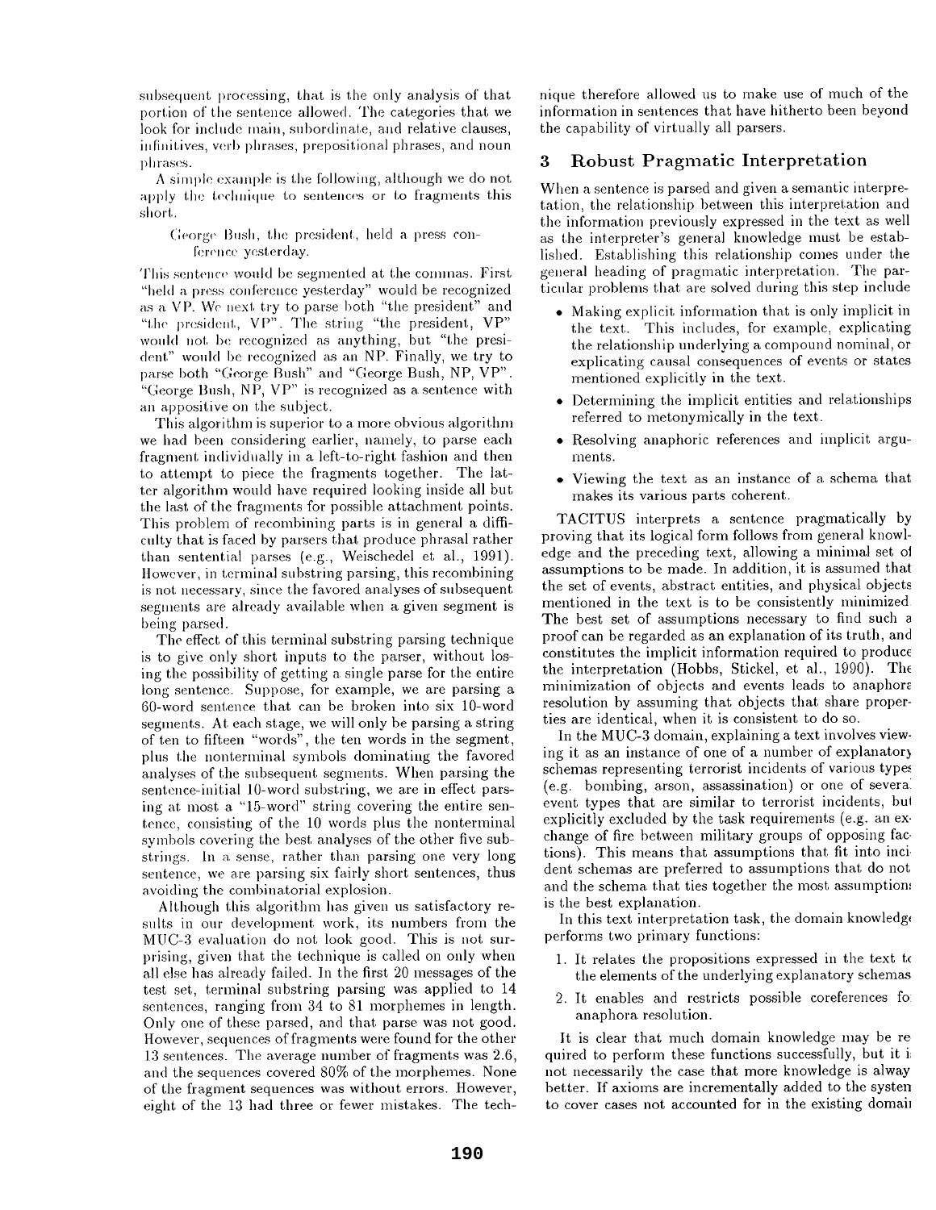subsequent processing, that is the only analysis of that portion of the sentence allowed. The categories that we look for include main, subordinate, and relative clauses, infinitives, verb phrases, prepositional phrases, and noun phrases.

A simple example is the following, although we do not apply the technique to sentences or to fragments this short.

> George Bush, the president, held a press conference yesterday.

This sentence would be segmented at the commas. First "held a press conference yesterday" would be recognized as a VP. We next try to parse both "the president" and "the president, VP". The string "the president, VP" would not be recognized as anything, but "the president" would be recognized as an NP. Finally, we try to parse both "George Bush" and "George Bush, NP, VP". "George Bush, NP, VP" is recognized as a sentence with an appositive on the subject.

This algorithm is superior to a more obvious algorithm we had been considering earlier, namely, to parse each fragment individually in a left-to-right fashion and then to attempt to piece the fragments together. The latter algorithm would have required looking inside all but the last of the fragments for possible attachment points. This problem of recombining parts is in general a difficulty that is faced by parsers that produce phrasal rather than sentential parses (e.g., Weischedel et al., 1991). However, in terminal substring parsing, this recombining is not necessary, since the favored analyses of subsequent segments are already available when a given segment is being parsed.

The effect of this terminal substring parsing technique is to give only short inputs to the parser, without losing the possibility of getting a single parse for the entire long sentence. Suppose, for example, we are parsing a 60-word sentence that can be broken into six 10-word segments. At each stage, we will only be parsing a string of ten to fifteen "words", the ten words in the segment, plus the nonterminal symbols dominating the favored analyses of the subsequent segments. When parsing the sentence-initial 10-word substring, we are in effect parsing at most a "15-word" string covering the entire sentence, consisting of the 10 words plus the nonterminal symbols covering the best analyses of the other five substrings. In a sense, rather than parsing one very long sentence, we are parsing six fairly short sentences, thus avoiding the combinatorial explosion.

Although this algorithm has given us satisfactory results in our development work, its numbers from the MUC-3 evaluation do not look good. This is not surprising, given that the technique is called on only when all else has already failed. In the first 20 messages of the test set, terminal substring parsing was applied to 14 sentences, ranging from 34 to 81 morphemes in length. Only one of these parsed, and that parse was not good. However, sequences of fragments were found for the other 13 sentences. The average number of fragments was 2.6, and the sequences covered 80% of the morphemes. None of the fragment sequences was without errors. However, eight of the 13 had three or fewer mistakes. The technique therefore allowed us to make use of much of the information in sentences that have hitherto been beyond the capability of virtually all parsers.

## 3 Robust Pragmatic Interpretation

When a sentence is parsed and given a semantic interpretation, the relationship between this interpretation and the information previously expressed in the text as well as the interpreter's general knowledge must be established. Establishing this relationship comes under the general heading of pragmatic interpretation. The particular problems that are solved during this step include

- Making explicit information that is only implicit in the text. This includes, for example, explicating the relationship underlying a compound nominal, or explicating causal consequences of events or states mentioned explicitly in the text.
- Determining the implicit entities and relationships referred to metonymically in the text.
- Resolving anaphoric references and implicit arguments.
- Viewing the text as an instance of a schema that makes its various parts coherent.

TACITUS interprets a sentence pragmatically by proving that its logical form follows from general knowledge and the preceding text, allowing a minimal set of assumptions to be made. In addition, it is assumed that the set of events, abstract entities, and physical objects mentioned in the text is to be consistently minimized. The best set of assumptions necessary to find such a proof can be regarded as an explanation of its truth, and constitutes the implicit information required to produce the interpretation (Hobbs, Stickel, et al., 1990). The minimization of objects and events leads to anaphora resolution by assuming that objects that share properties are identical, when it is consistent to do so.

In the MUC-3 domain, explaining a text involves viewing it as an instance of one of a number of explanatory schemas representing terrorist incidents of various types (e.g. bombing, arson, assassination) or one of several event types that are similar to terrorist incidents, but explicitly excluded by the task requirements (e.g. an exchange of fire between military groups of opposing factions). This means that assumptions that fit into incident schemas are preferred to assumptions that do not, and the schema that ties together the most assumptions is the best explanation.

In this text interpretation task, the domain knowledge performs two primary functions:

1. It relates the propositions expressed in the text to the elements of the underlying explanatory schemas.
2. It enables and restricts possible coreferences for anaphora resolution.

It is clear that much domain knowledge may be required to perform these functions successfully, but it is not necessarily the case that more knowledge is always better. If axioms are incrementally added to the system to cover cases not accounted for in the existing domain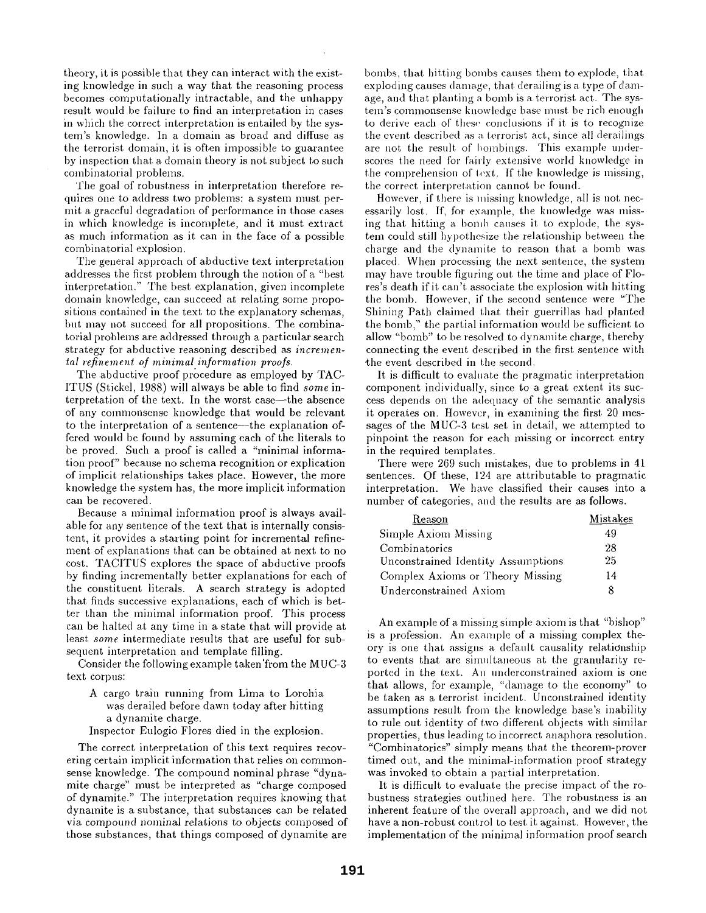theory, it is possible that they can interact with the existing knowledge in such a way that the reasoning process becomes computationally intractable, and the unhappy result would be failure to find an interpretation in cases in which the correct interpretation is entailed by the system's knowledge. In a domain as broad and diffuse as the terrorist domain, it is often impossible to guarantee by inspection that a domain theory is not subject to such combinatorial problems.

The goal of robustness in interpretation therefore requires one to address two problems: a system must permit a graceful degradation of performance in those cases in which knowledge is incomplete, and it must extract as much information as it can in the face of a possible combinatorial explosion.

The general approach of abductive text interpretation addresses the first problem through the notion of a "best interpretation." The best explanation, given incomplete domain knowledge, can succeed at relating some propositions contained in the text to the explanatory schemas, but may not succeed for all propositions. The combinatorial problems are addressed through a particular search strategy for abductive reasoning described as *incremental refinement of minimal information proofs*.

The abductive proof procedure as employed by TACITUS (Stickel, 1988) will always be able to find *some* interpretation of the text. In the worst case—the absence of any commonsense knowledge that would be relevant to the interpretation of a sentence—the explanation offered would be found by assuming each of the literals to be proved. Such a proof is called a "minimal information proof" because no schema recognition or explication of implicit relationships takes place. However, the more knowledge the system has, the more implicit information can be recovered.

Because a minimal information proof is always available for any sentence of the text that is internally consistent, it provides a starting point for incremental refinement of explanations that can be obtained at next to no cost. TACITUS explores the space of abductive proofs by finding incrementally better explanations for each of the constituent literals. A search strategy is adopted that finds successive explanations, each of which is better than the minimal information proof. This process can be halted at any time in a state that will provide at least *some* intermediate results that are useful for subsequent interpretation and template filling.

Consider the following example taken from the MUC-3 text corpus:

> A cargo train running from Lima to Lorohia was derailed before dawn today after hitting a dynamite charge.
>
> Inspector Eulogio Flores died in the explosion.

The correct interpretation of this text requires recovering certain implicit information that relies on commonsense knowledge. The compound nominal phrase "dynamite charge" must be interpreted as "charge composed of dynamite." The interpretation requires knowing that dynamite is a substance, that substances can be related via compound nominal relations to objects composed of those substances, that things composed of dynamite are bombs, that hitting bombs causes them to explode, that exploding causes damage, that derailing is a type of damage, and that planting a bomb is a terrorist act. The system's commonsense knowledge base must be rich enough to derive each of these conclusions if it is to recognize the event described as a terrorist act, since all derailings are not the result of bombings. This example underscores the need for fairly extensive world knowledge in the comprehension of text. If the knowledge is missing, the correct interpretation cannot be found.

However, if there is missing knowledge, all is not necessarily lost. If, for example, the knowledge was missing that hitting a bomb causes it to explode, the system could still hypothesize the relationship between the charge and the dynamite to reason that a bomb was placed. When processing the next sentence, the system may have trouble figuring out the time and place of Flores's death if it can't associate the explosion with hitting the bomb. However, if the second sentence were "The Shining Path claimed that their guerrillas had planted the bomb," the partial information would be sufficient to allow "bomb" to be resolved to dynamite charge, thereby connecting the event described in the first sentence with the event described in the second.

It is difficult to evaluate the pragmatic interpretation component individually, since to a great extent its success depends on the adequacy of the semantic analysis it operates on. However, in examining the first 20 messages of the MUC-3 test set in detail, we attempted to pinpoint the reason for each missing or incorrect entry in the required templates.

There were 269 such mistakes, due to problems in 41 sentences. Of these, 124 are attributable to pragmatic interpretation. We have classified their causes into a number of categories, and the results are as follows.

| Reason | Mistakes |
|---|---|
| Simple Axiom Missing | 49 |
| Combinatorics | 28 |
| Unconstrained Identity Assumptions | 25 |
| Complex Axioms or Theory Missing | 14 |
| Underconstrained Axiom | 8 |

An example of a missing simple axiom is that "bishop" is a profession. An example of a missing complex theory is one that assigns a default causality relationship to events that are simultaneous at the granularity reported in the text. An underconstrained axiom is one that allows, for example, "damage to the economy" to be taken as a terrorist incident. Unconstrained identity assumptions result from the knowledge base's inability to rule out identity of two different objects with similar properties, thus leading to incorrect anaphora resolution. "Combinatorics" simply means that the theorem-prover timed out, and the minimal-information proof strategy was invoked to obtain a partial interpretation.

It is difficult to evaluate the precise impact of the robustness strategies outlined here. The robustness is an inherent feature of the overall approach, and we did not have a non-robust control to test it against. However, the implementation of the minimal information proof search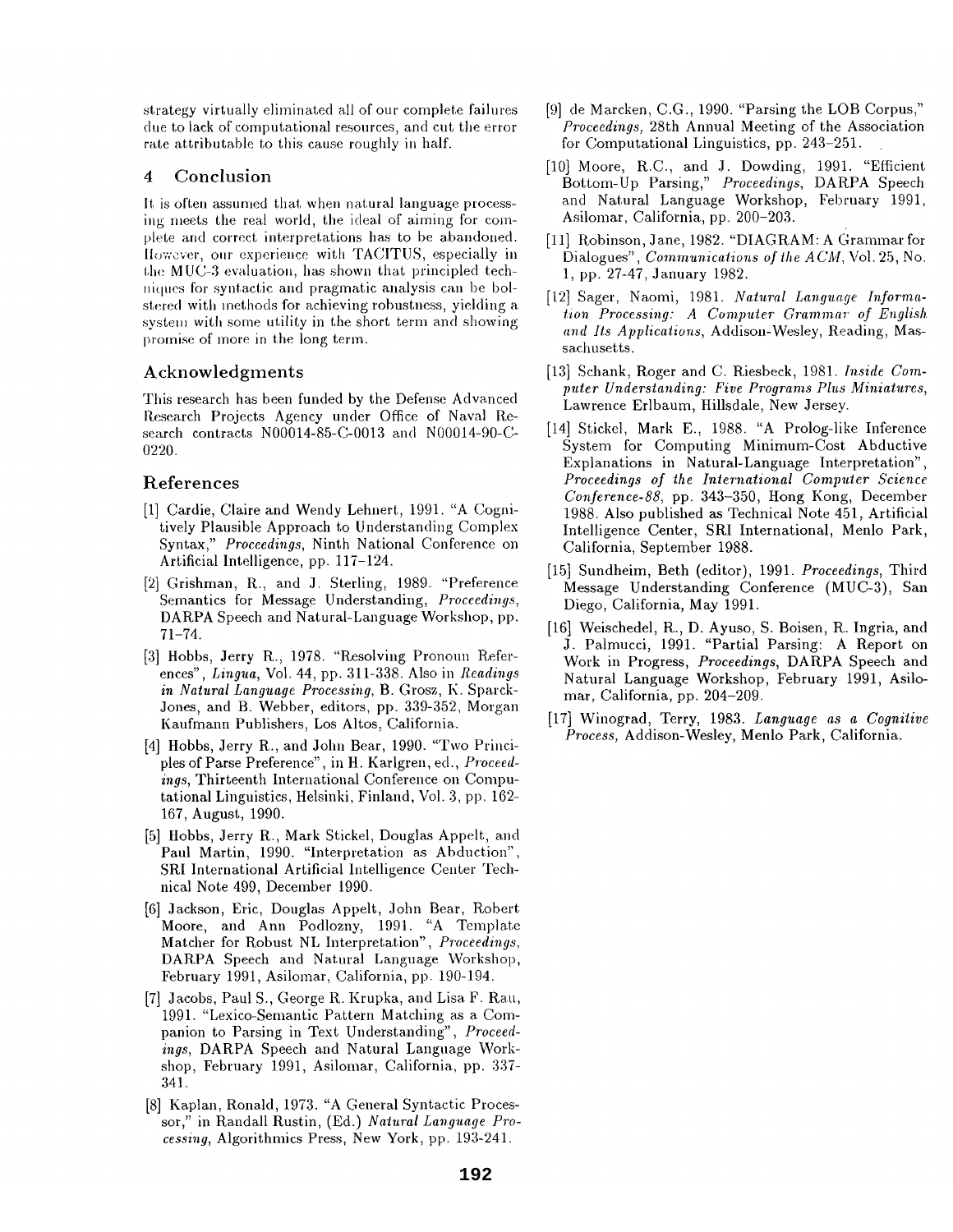strategy virtually eliminated all of our complete failures due to lack of computational resources, and cut the error rate attributable to this cause roughly in half.

## 4 Conclusion

It is often assumed that when natural language processing meets the real world, the ideal of aiming for complete and correct interpretations has to be abandoned. However, our experience with TACITUS, especially in the MUC-3 evaluation, has shown that principled techniques for syntactic and pragmatic analysis can be bolstered with methods for achieving robustness, yielding a system with some utility in the short term and showing promise of more in the long term.

## Acknowledgments

This research has been funded by the Defense Advanced Research Projects Agency under Office of Naval Research contracts N00014-85-C-0013 and N00014-90-C-0220.

## References

[1] Cardie, Claire and Wendy Lehnert, 1991. "A Cognitively Plausible Approach to Understanding Complex Syntax," *Proceedings*, Ninth National Conference on Artificial Intelligence, pp. 117–124.

[2] Grishman, R., and J. Sterling, 1989. "Preference Semantics for Message Understanding, *Proceedings*, DARPA Speech and Natural-Language Workshop, pp. 71–74.

[3] Hobbs, Jerry R., 1978. "Resolving Pronoun References", *Lingua*, Vol. 44, pp. 311-338. Also in *Readings in Natural Language Processing*, B. Grosz, K. Sparck-Jones, and B. Webber, editors, pp. 339-352, Morgan Kaufmann Publishers, Los Altos, California.

[4] Hobbs, Jerry R., and John Bear, 1990. "Two Principles of Parse Preference", in H. Karlgren, ed., *Proceedings*, Thirteenth International Conference on Computational Linguistics, Helsinki, Finland, Vol. 3, pp. 162-167, August, 1990.

[5] Hobbs, Jerry R., Mark Stickel, Douglas Appelt, and Paul Martin, 1990. "Interpretation as Abduction", SRI International Artificial Intelligence Center Technical Note 499, December 1990.

[6] Jackson, Eric, Douglas Appelt, John Bear, Robert Moore, and Ann Podlozny, 1991. "A Template Matcher for Robust NL Interpretation", *Proceedings*, DARPA Speech and Natural Language Workshop, February 1991, Asilomar, California, pp. 190-194.

[7] Jacobs, Paul S., George R. Krupka, and Lisa F. Rau, 1991. "Lexico-Semantic Pattern Matching as a Companion to Parsing in Text Understanding", *Proceedings*, DARPA Speech and Natural Language Workshop, February 1991, Asilomar, California, pp. 337-341.

[8] Kaplan, Ronald, 1973. "A General Syntactic Processor," in Randall Rustin, (Ed.) *Natural Language Processing*, Algorithmics Press, New York, pp. 193-241.

[9] de Marcken, C.G., 1990. "Parsing the LOB Corpus," *Proceedings*, 28th Annual Meeting of the Association for Computational Linguistics, pp. 243–251.

[10] Moore, R.C., and J. Dowding, 1991. "Efficient Bottom-Up Parsing," *Proceedings*, DARPA Speech and Natural Language Workshop, February 1991, Asilomar, California, pp. 200–203.

[11] Robinson, Jane, 1982. "DIAGRAM: A Grammar for Dialogues", *Communications of the ACM*, Vol. 25, No. 1, pp. 27-47, January 1982.

[12] Sager, Naomi, 1981. *Natural Language Information Processing: A Computer Grammar of English and Its Applications*, Addison-Wesley, Reading, Massachusetts.

[13] Schank, Roger and C. Riesbeck, 1981. *Inside Computer Understanding: Five Programs Plus Miniatures*, Lawrence Erlbaum, Hillsdale, New Jersey.

[14] Stickel, Mark E., 1988. "A Prolog-like Inference System for Computing Minimum-Cost Abductive Explanations in Natural-Language Interpretation", *Proceedings of the International Computer Science Conference-88*, pp. 343–350, Hong Kong, December 1988. Also published as Technical Note 451, Artificial Intelligence Center, SRI International, Menlo Park, California, September 1988.

[15] Sundheim, Beth (editor), 1991. *Proceedings*, Third Message Understanding Conference (MUC-3), San Diego, California, May 1991.

[16] Weischedel, R., D. Ayuso, S. Boisen, R. Ingria, and J. Palmucci, 1991. "Partial Parsing: A Report on Work in Progress, *Proceedings*, DARPA Speech and Natural Language Workshop, February 1991, Asilomar, California, pp. 204–209.

[17] Winograd, Terry, 1983. *Language as a Cognitive Process*, Addison-Wesley, Menlo Park, California.